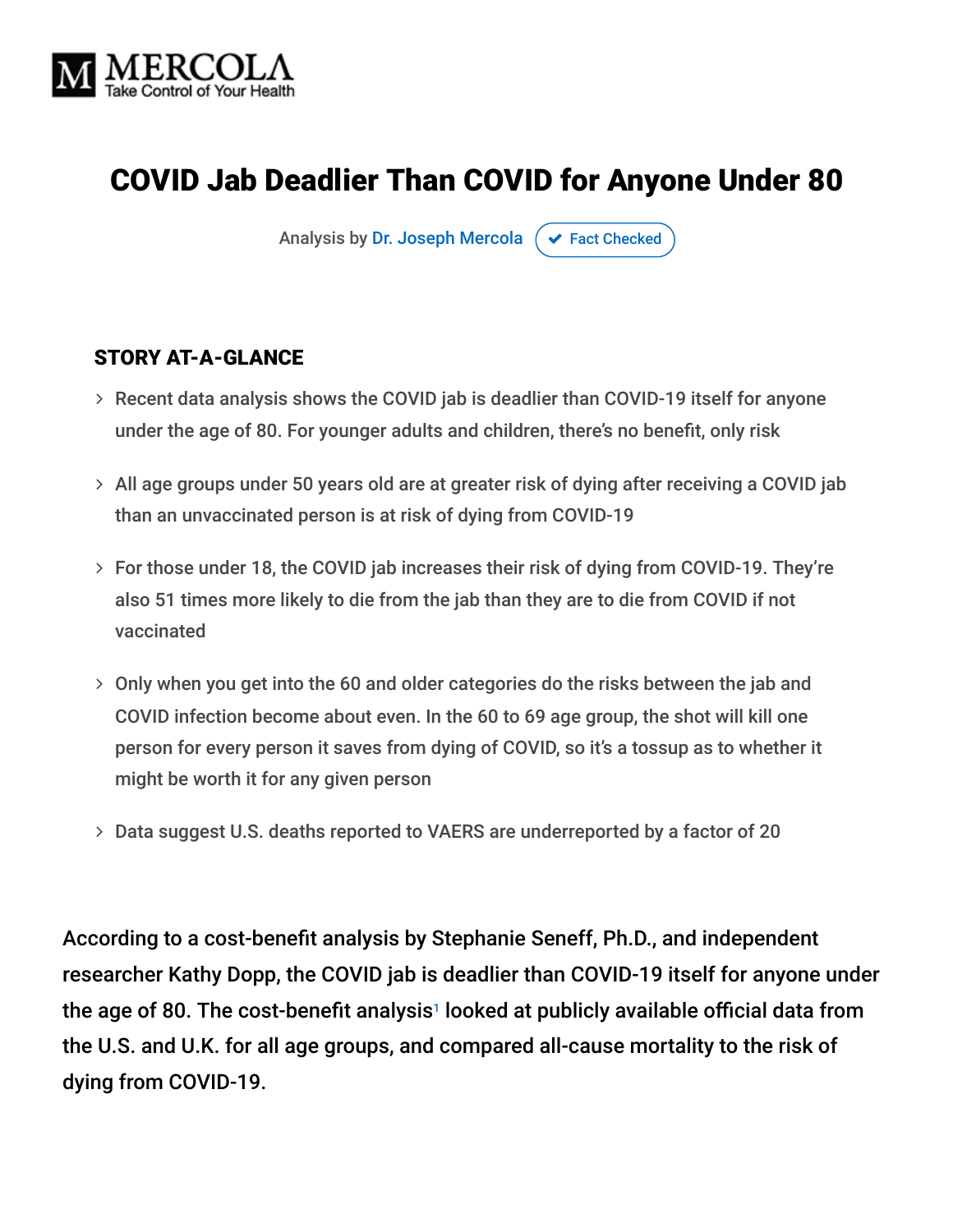MERCOLA
Take Control of Your Health

# COVID Jab Deadlier Than COVID for Anyone Under 80

Analysis by Dr. Joseph Mercola ✔ Fact Checked

### STORY AT-A-GLANCE

- Recent data analysis shows the COVID jab is deadlier than COVID-19 itself for anyone under the age of 80. For younger adults and children, there's no benefit, only risk
- All age groups under 50 years old are at greater risk of dying after receiving a COVID jab than an unvaccinated person is at risk of dying from COVID-19
- For those under 18, the COVID jab increases their risk of dying from COVID-19. They're also 51 times more likely to die from the jab than they are to die from COVID if not vaccinated
- Only when you get into the 60 and older categories do the risks between the jab and COVID infection become about even. In the 60 to 69 age group, the shot will kill one person for every person it saves from dying of COVID, so it's a tossup as to whether it might be worth it for any given person
- Data suggest U.S. deaths reported to VAERS are underreported by a factor of 20

According to a cost-benefit analysis by Stephanie Seneff, Ph.D., and independent researcher Kathy Dopp, the COVID jab is deadlier than COVID-19 itself for anyone under the age of 80. The cost-benefit analysis[1] looked at publicly available official data from the U.S. and U.K. for all age groups, and compared all-cause mortality to the risk of dying from COVID-19.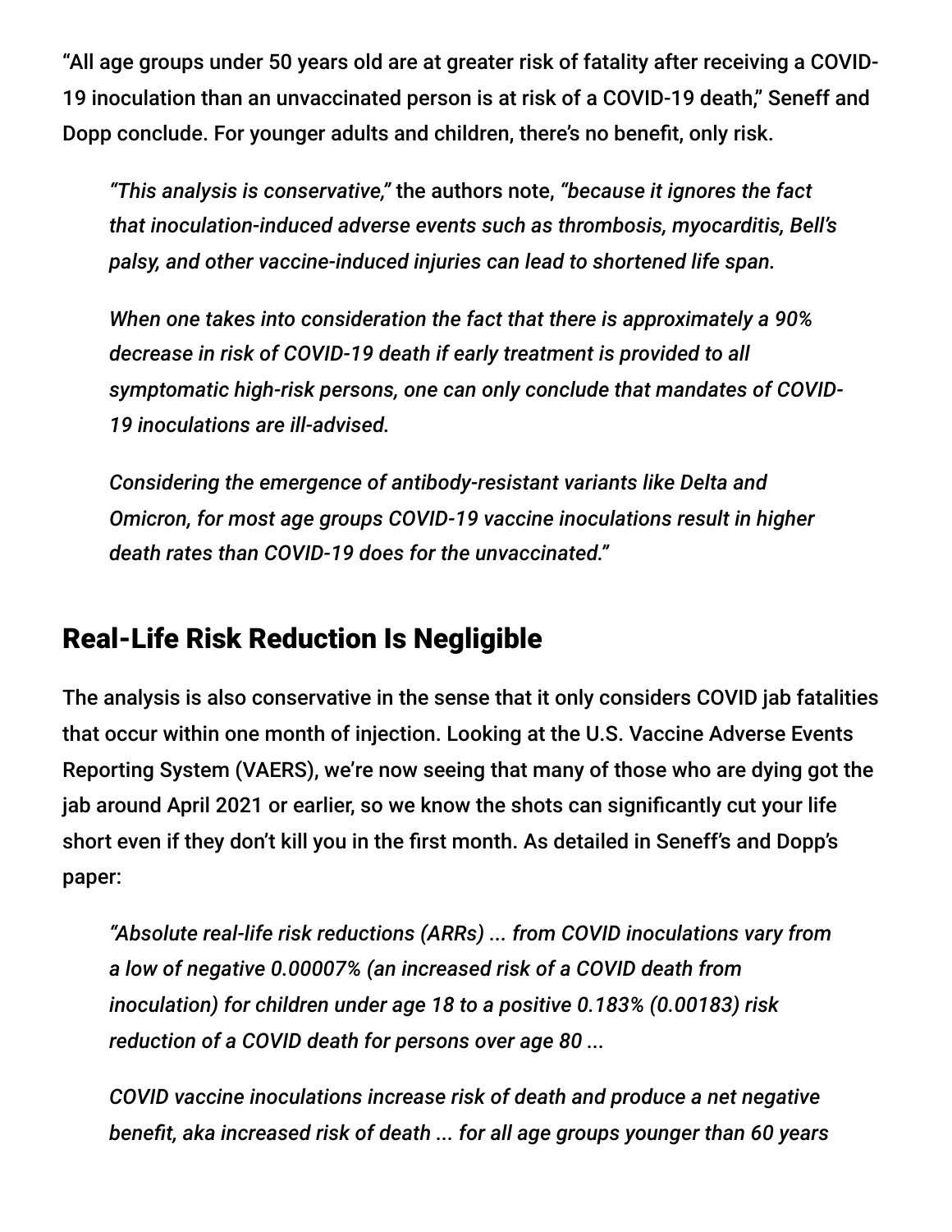"All age groups under 50 years old are at greater risk of fatality after receiving a COVID-19 inoculation than an unvaccinated person is at risk of a COVID-19 death," Seneff and Dopp conclude. For younger adults and children, there's no benefit, only risk.

> *"This analysis is conservative,"* the authors note, *"because it ignores the fact that inoculation-induced adverse events such as thrombosis, myocarditis, Bell's palsy, and other vaccine-induced injuries can lead to shortened life span.*
>
> *When one takes into consideration the fact that there is approximately a 90% decrease in risk of COVID-19 death if early treatment is provided to all symptomatic high-risk persons, one can only conclude that mandates of COVID-19 inoculations are ill-advised.*
>
> *Considering the emergence of antibody-resistant variants like Delta and Omicron, for most age groups COVID-19 vaccine inoculations result in higher death rates than COVID-19 does for the unvaccinated."*

## Real-Life Risk Reduction Is Negligible

The analysis is also conservative in the sense that it only considers COVID jab fatalities that occur within one month of injection. Looking at the U.S. Vaccine Adverse Events Reporting System (VAERS), we're now seeing that many of those who are dying got the jab around April 2021 or earlier, so we know the shots can significantly cut your life short even if they don't kill you in the first month. As detailed in Seneff's and Dopp's paper:

> *"Absolute real-life risk reductions (ARRs) ... from COVID inoculations vary from a low of negative 0.00007% (an increased risk of a COVID death from inoculation) for children under age 18 to a positive 0.183% (0.00183) risk reduction of a COVID death for persons over age 80 ...*
>
> *COVID vaccine inoculations increase risk of death and produce a net negative benefit, aka increased risk of death ... for all age groups younger than 60 years*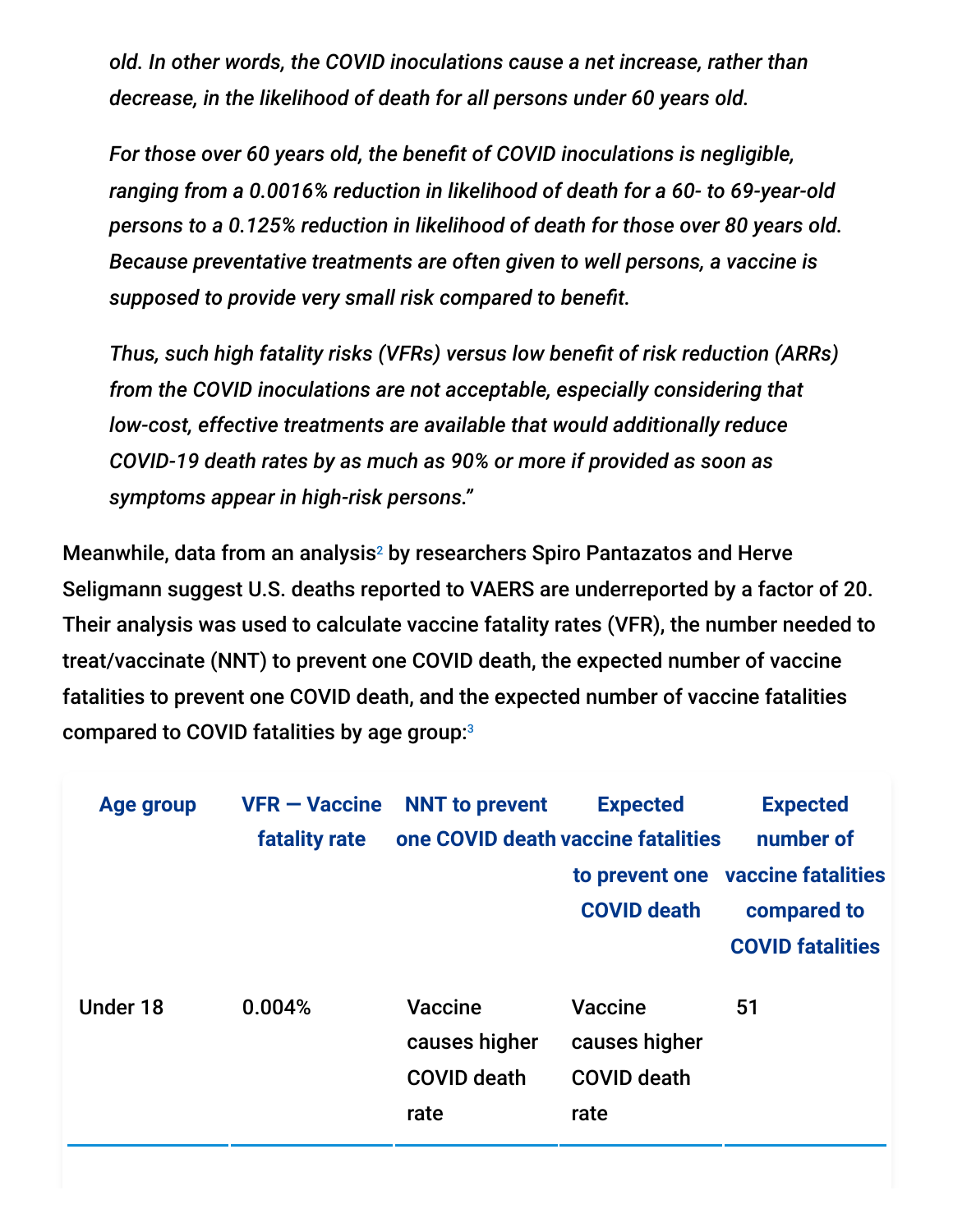*old. In other words, the COVID inoculations cause a net increase, rather than decrease, in the likelihood of death for all persons under 60 years old.*

*For those over 60 years old, the benefit of COVID inoculations is negligible, ranging from a 0.0016% reduction in likelihood of death for a 60- to 69-year-old persons to a 0.125% reduction in likelihood of death for those over 80 years old. Because preventative treatments are often given to well persons, a vaccine is supposed to provide very small risk compared to benefit.*

*Thus, such high fatality risks (VFRs) versus low benefit of risk reduction (ARRs) from the COVID inoculations are not acceptable, especially considering that low-cost, effective treatments are available that would additionally reduce COVID-19 death rates by as much as 90% or more if provided as soon as symptoms appear in high-risk persons."*

Meanwhile, data from an analysis[2] by researchers Spiro Pantazatos and Herve Seligmann suggest U.S. deaths reported to VAERS are underreported by a factor of 20. Their analysis was used to calculate vaccine fatality rates (VFR), the number needed to treat/vaccinate (NNT) to prevent one COVID death, the expected number of vaccine fatalities to prevent one COVID death, and the expected number of vaccine fatalities compared to COVID fatalities by age group:[3]

| Age group | VFR — Vaccine fatality rate | NNT to prevent one COVID death | Expected vaccine fatalities to prevent one COVID death | Expected number of vaccine fatalities compared to COVID fatalities |
|---|---|---|---|---|
| Under 18 | 0.004% | Vaccine causes higher COVID death rate | Vaccine causes higher COVID death rate | 51 |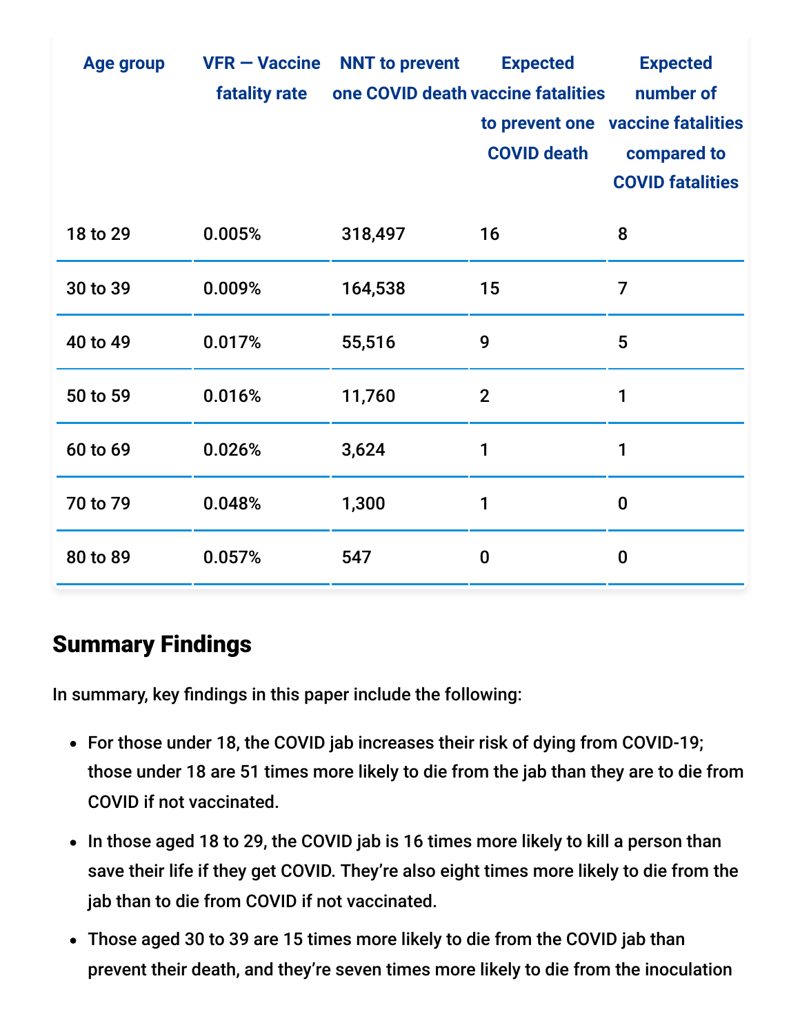| Age group | VFR — Vaccine fatality rate | NNT to prevent one COVID death | Expected vaccine fatalities to prevent one COVID death | Expected number of vaccine fatalities compared to COVID fatalities |
|---|---|---|---|---|
| 18 to 29 | 0.005% | 318,497 | 16 | 8 |
| 30 to 39 | 0.009% | 164,538 | 15 | 7 |
| 40 to 49 | 0.017% | 55,516 | 9 | 5 |
| 50 to 59 | 0.016% | 11,760 | 2 | 1 |
| 60 to 69 | 0.026% | 3,624 | 1 | 1 |
| 70 to 79 | 0.048% | 1,300 | 1 | 0 |
| 80 to 89 | 0.057% | 547 | 0 | 0 |

## Summary Findings

In summary, key findings in this paper include the following:

- For those under 18, the COVID jab increases their risk of dying from COVID-19; those under 18 are 51 times more likely to die from the jab than they are to die from COVID if not vaccinated.
- In those aged 18 to 29, the COVID jab is 16 times more likely to kill a person than save their life if they get COVID. They're also eight times more likely to die from the jab than to die from COVID if not vaccinated.
- Those aged 30 to 39 are 15 times more likely to die from the COVID jab than prevent their death, and they're seven times more likely to die from the inoculation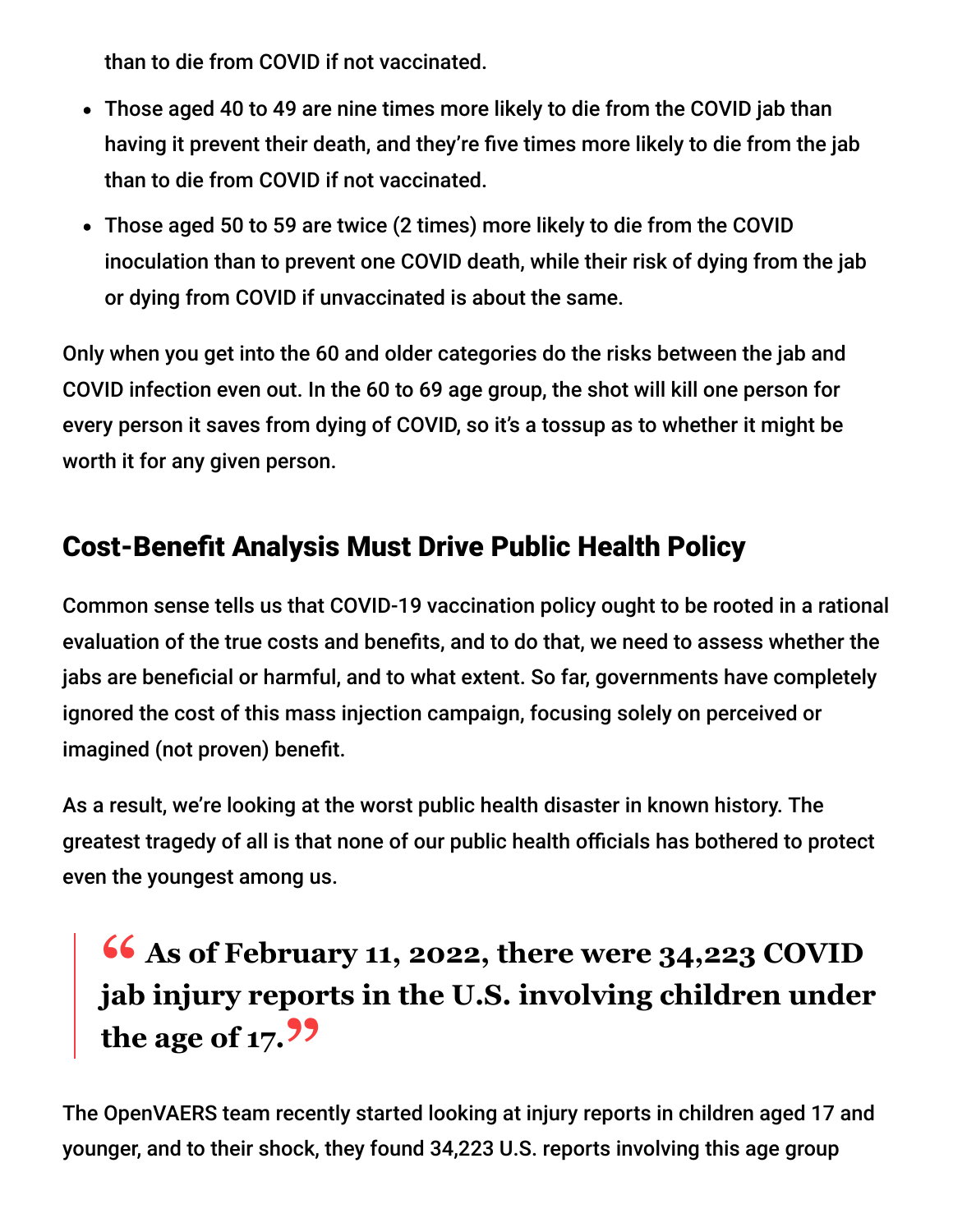than to die from COVID if not vaccinated.

- Those aged 40 to 49 are nine times more likely to die from the COVID jab than having it prevent their death, and they're five times more likely to die from the jab than to die from COVID if not vaccinated.
- Those aged 50 to 59 are twice (2 times) more likely to die from the COVID inoculation than to prevent one COVID death, while their risk of dying from the jab or dying from COVID if unvaccinated is about the same.

Only when you get into the 60 and older categories do the risks between the jab and COVID infection even out. In the 60 to 69 age group, the shot will kill one person for every person it saves from dying of COVID, so it's a tossup as to whether it might be worth it for any given person.

## Cost-Benefit Analysis Must Drive Public Health Policy

Common sense tells us that COVID-19 vaccination policy ought to be rooted in a rational evaluation of the true costs and benefits, and to do that, we need to assess whether the jabs are beneficial or harmful, and to what extent. So far, governments have completely ignored the cost of this mass injection campaign, focusing solely on perceived or imagined (not proven) benefit.

As a result, we're looking at the worst public health disaster in known history. The greatest tragedy of all is that none of our public health officials has bothered to protect even the youngest among us.

> **"As of February 11, 2022, there were 34,223 COVID jab injury reports in the U.S. involving children under the age of 17."**

The OpenVAERS team recently started looking at injury reports in children aged 17 and younger, and to their shock, they found 34,223 U.S. reports involving this age group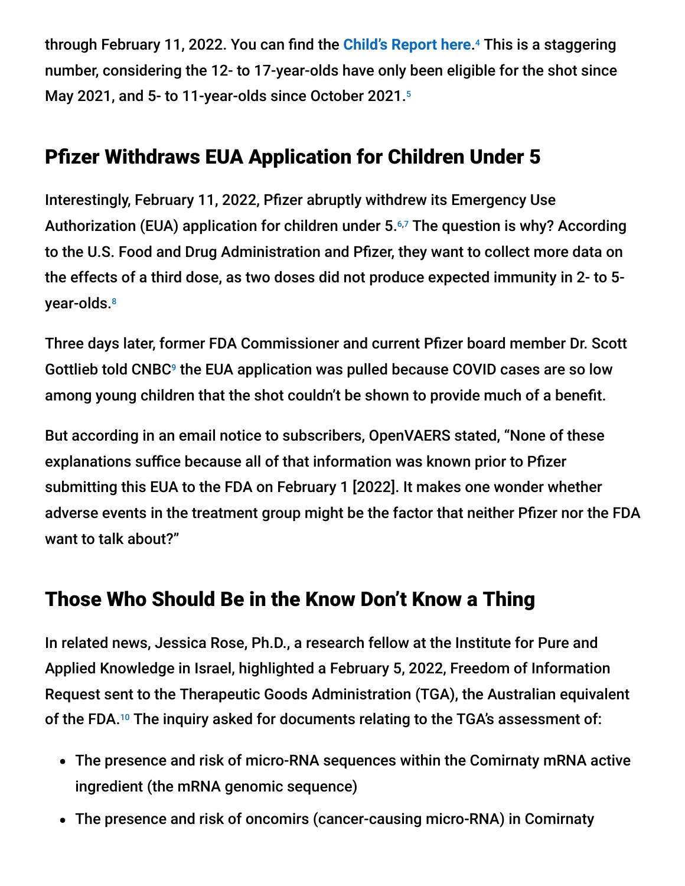through February 11, 2022. You can find the **Child's Report here**.[4] This is a staggering number, considering the 12- to 17-year-olds have only been eligible for the shot since May 2021, and 5- to 11-year-olds since October 2021.[5]

## Pfizer Withdraws EUA Application for Children Under 5

Interestingly, February 11, 2022, Pfizer abruptly withdrew its Emergency Use Authorization (EUA) application for children under 5.[6,7] The question is why? According to the U.S. Food and Drug Administration and Pfizer, they want to collect more data on the effects of a third dose, as two doses did not produce expected immunity in 2- to 5-year-olds.[8]

Three days later, former FDA Commissioner and current Pfizer board member Dr. Scott Gottlieb told CNBC[9] the EUA application was pulled because COVID cases are so low among young children that the shot couldn't be shown to provide much of a benefit.

But according in an email notice to subscribers, OpenVAERS stated, "None of these explanations suffice because all of that information was known prior to Pfizer submitting this EUA to the FDA on February 1 [2022]. It makes one wonder whether adverse events in the treatment group might be the factor that neither Pfizer nor the FDA want to talk about?"

## Those Who Should Be in the Know Don't Know a Thing

In related news, Jessica Rose, Ph.D., a research fellow at the Institute for Pure and Applied Knowledge in Israel, highlighted a February 5, 2022, Freedom of Information Request sent to the Therapeutic Goods Administration (TGA), the Australian equivalent of the FDA.[10] The inquiry asked for documents relating to the TGA's assessment of:

- The presence and risk of micro-RNA sequences within the Comirnaty mRNA active ingredient (the mRNA genomic sequence)
- The presence and risk of oncomirs (cancer-causing micro-RNA) in Comirnaty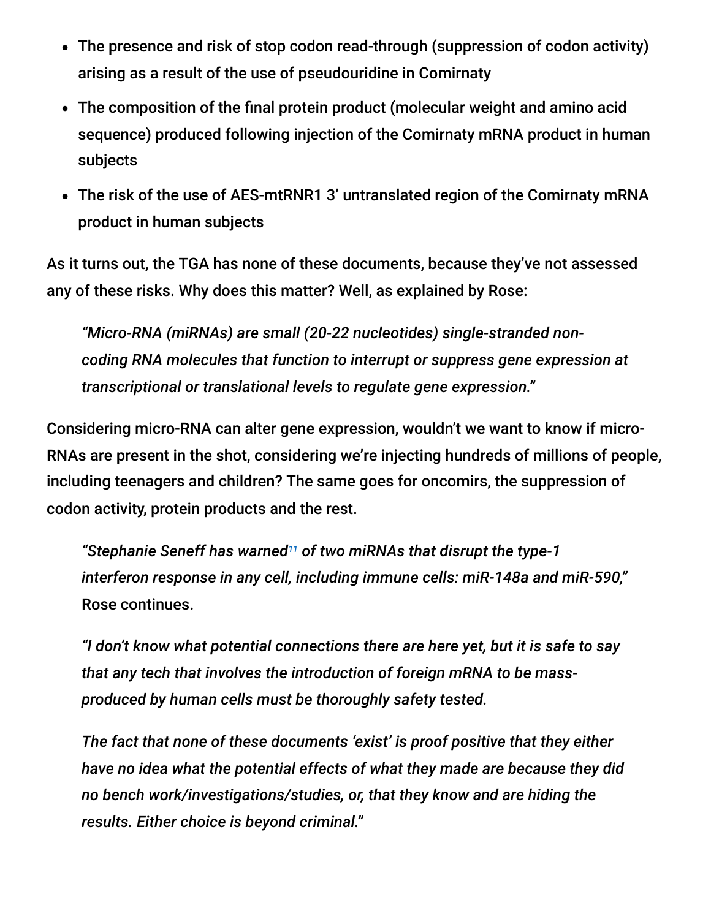- The presence and risk of stop codon read-through (suppression of codon activity) arising as a result of the use of pseudouridine in Comirnaty
- The composition of the final protein product (molecular weight and amino acid sequence) produced following injection of the Comirnaty mRNA product in human subjects
- The risk of the use of AES-mtRNR1 3' untranslated region of the Comirnaty mRNA product in human subjects

As it turns out, the TGA has none of these documents, because they've not assessed any of these risks. Why does this matter? Well, as explained by Rose:

> *"Micro-RNA (miRNAs) are small (20-22 nucleotides) single-stranded non-coding RNA molecules that function to interrupt or suppress gene expression at transcriptional or translational levels to regulate gene expression."*

Considering micro-RNA can alter gene expression, wouldn't we want to know if micro-RNAs are present in the shot, considering we're injecting hundreds of millions of people, including teenagers and children? The same goes for oncomirs, the suppression of codon activity, protein products and the rest.

> *"Stephanie Seneff has warned[11] of two miRNAs that disrupt the type-1 interferon response in any cell, including immune cells: miR-148a and miR-590,"* Rose continues.
>
> *"I don't know what potential connections there are here yet, but it is safe to say that any tech that involves the introduction of foreign mRNA to be mass-produced by human cells must be thoroughly safety tested.*
>
> *The fact that none of these documents 'exist' is proof positive that they either have no idea what the potential effects of what they made are because they did no bench work/investigations/studies, or, that they know and are hiding the results. Either choice is beyond criminal."*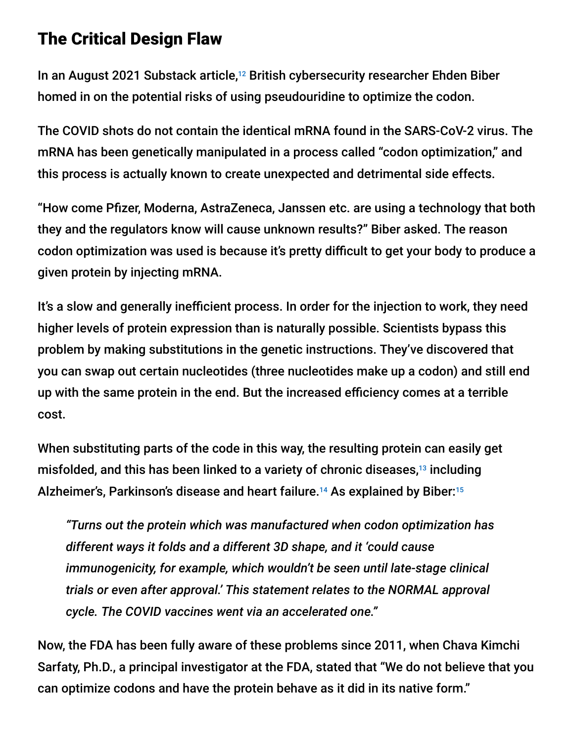## The Critical Design Flaw

In an August 2021 Substack article,[12] British cybersecurity researcher Ehden Biber homed in on the potential risks of using pseudouridine to optimize the codon.

The COVID shots do not contain the identical mRNA found in the SARS-CoV-2 virus. The mRNA has been genetically manipulated in a process called "codon optimization," and this process is actually known to create unexpected and detrimental side effects.

"How come Pfizer, Moderna, AstraZeneca, Janssen etc. are using a technology that both they and the regulators know will cause unknown results?" Biber asked. The reason codon optimization was used is because it's pretty difficult to get your body to produce a given protein by injecting mRNA.

It's a slow and generally inefficient process. In order for the injection to work, they need higher levels of protein expression than is naturally possible. Scientists bypass this problem by making substitutions in the genetic instructions. They've discovered that you can swap out certain nucleotides (three nucleotides make up a codon) and still end up with the same protein in the end. But the increased efficiency comes at a terrible cost.

When substituting parts of the code in this way, the resulting protein can easily get misfolded, and this has been linked to a variety of chronic diseases,[13] including Alzheimer's, Parkinson's disease and heart failure.[14] As explained by Biber:[15]

> *"Turns out the protein which was manufactured when codon optimization has different ways it folds and a different 3D shape, and it 'could cause immunogenicity, for example, which wouldn't be seen until late-stage clinical trials or even after approval.' This statement relates to the NORMAL approval cycle. The COVID vaccines went via an accelerated one."*

Now, the FDA has been fully aware of these problems since 2011, when Chava Kimchi Sarfaty, Ph.D., a principal investigator at the FDA, stated that "We do not believe that you can optimize codons and have the protein behave as it did in its native form."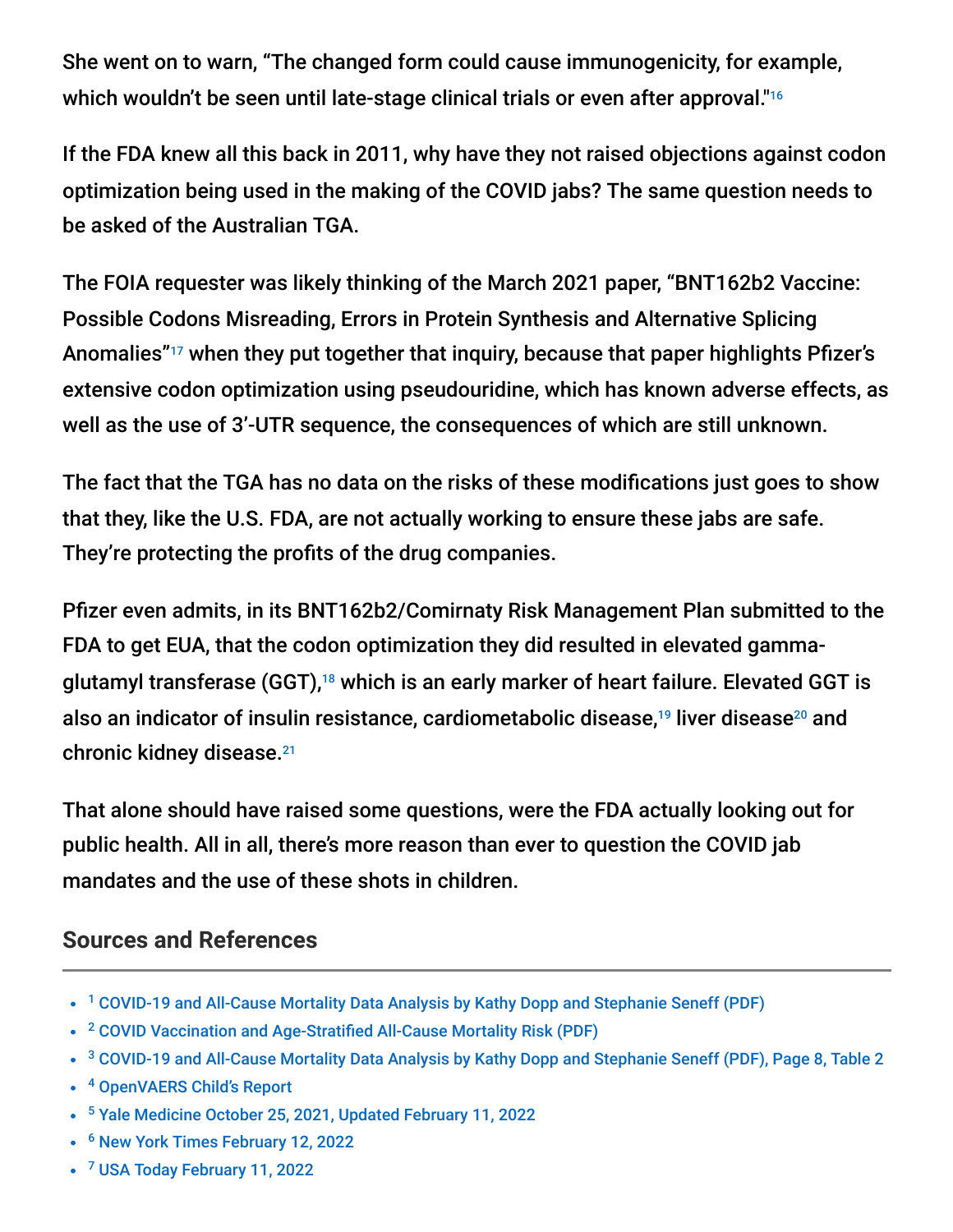She went on to warn, “The changed form could cause immunogenicity, for example, which wouldn’t be seen until late-stage clinical trials or even after approval."[16]

If the FDA knew all this back in 2011, why have they not raised objections against codon optimization being used in the making of the COVID jabs? The same question needs to be asked of the Australian TGA.

The FOIA requester was likely thinking of the March 2021 paper, “BNT162b2 Vaccine: Possible Codons Misreading, Errors in Protein Synthesis and Alternative Splicing Anomalies”[17] when they put together that inquiry, because that paper highlights Pfizer’s extensive codon optimization using pseudouridine, which has known adverse effects, as well as the use of 3’-UTR sequence, the consequences of which are still unknown.

The fact that the TGA has no data on the risks of these modifications just goes to show that they, like the U.S. FDA, are not actually working to ensure these jabs are safe. They’re protecting the profits of the drug companies.

Pfizer even admits, in its BNT162b2/Comirnaty Risk Management Plan submitted to the FDA to get EUA, that the codon optimization they did resulted in elevated gamma-glutamyl transferase (GGT),[18] which is an early marker of heart failure. Elevated GGT is also an indicator of insulin resistance, cardiometabolic disease,[19] liver disease[20] and chronic kidney disease.[21]

That alone should have raised some questions, were the FDA actually looking out for public health. All in all, there’s more reason than ever to question the COVID jab mandates and the use of these shots in children.

## Sources and References

- [1] COVID-19 and All-Cause Mortality Data Analysis by Kathy Dopp and Stephanie Seneff (PDF)
- [2] COVID Vaccination and Age-Stratified All-Cause Mortality Risk (PDF)
- [3] COVID-19 and All-Cause Mortality Data Analysis by Kathy Dopp and Stephanie Seneff (PDF), Page 8, Table 2
- [4] OpenVAERS Child’s Report
- [5] Yale Medicine October 25, 2021, Updated February 11, 2022
- [6] New York Times February 12, 2022
- [7] USA Today February 11, 2022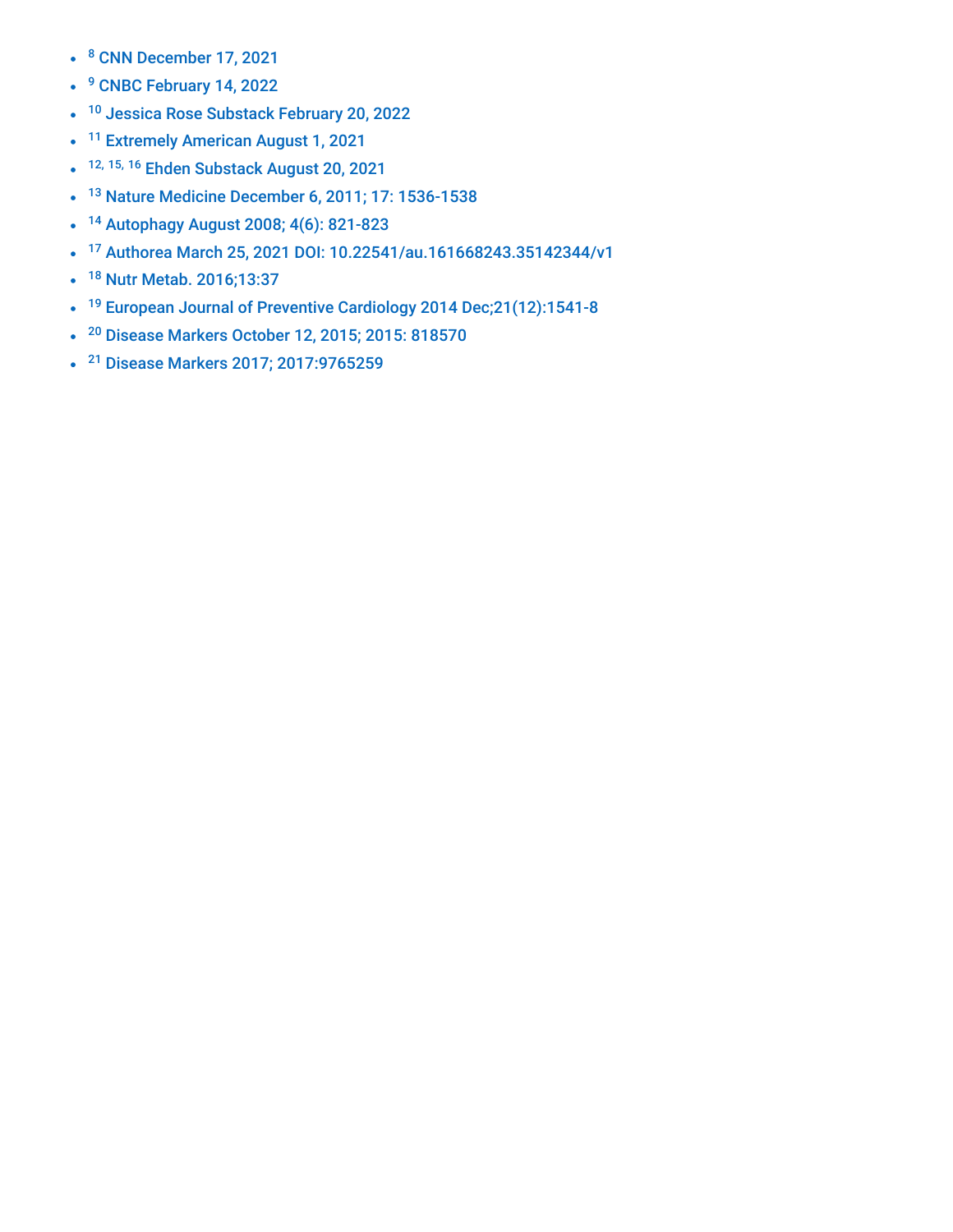- [8] CNN December 17, 2021
- [9] CNBC February 14, 2022
- [10] Jessica Rose Substack February 20, 2022
- [11] Extremely American August 1, 2021
- [12, 15, 16] Ehden Substack August 20, 2021
- [13] Nature Medicine December 6, 2011; 17: 1536-1538
- [14] Autophagy August 2008; 4(6): 821-823
- [17] Authorea March 25, 2021 DOI: 10.22541/au.161668243.35142344/v1
- [18] Nutr Metab. 2016;13:37
- [19] European Journal of Preventive Cardiology 2014 Dec;21(12):1541-8
- [20] Disease Markers October 12, 2015; 2015: 818570
- [21] Disease Markers 2017; 2017:9765259